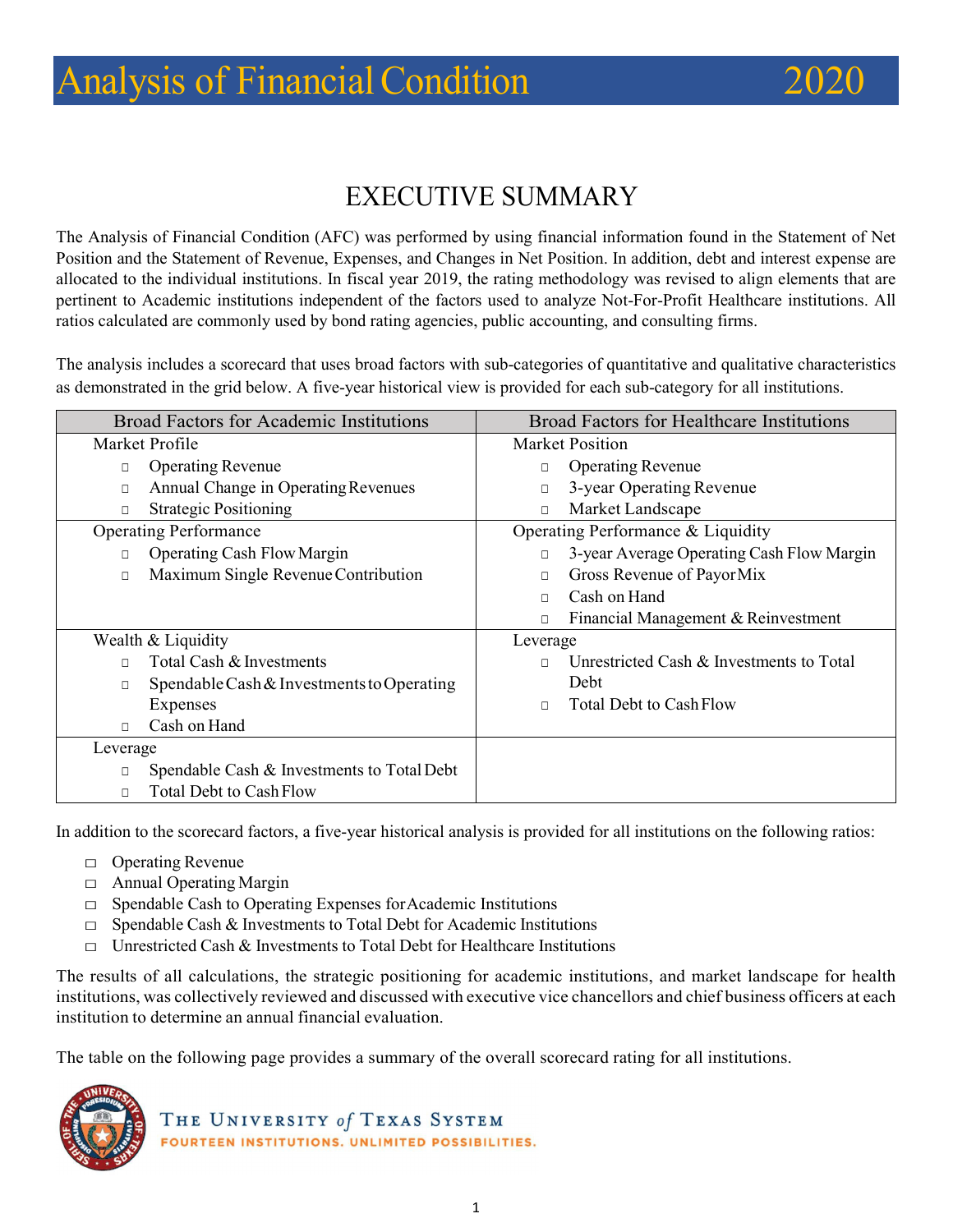# Analysis of Financial Condition 2020

## EXECUTIVE SUMMARY

The Analysis of Financial Condition (AFC) was performed by using financial information found in the Statement of Net Position and the Statement of Revenue, Expenses, and Changes in Net Position. In addition, debt and interest expense are allocated to the individual institutions. In fiscal year 2019, the rating methodology was revised to align elements that are pertinent to Academic institutions independent of the factors used to analyze Not-For-Profit Healthcare institutions. All ratios calculated are commonly used by bond rating agencies, public accounting, and consulting firms.

The analysis includes a scorecard that uses broad factors with sub-categories of quantitative and qualitative characteristics as demonstrated in the grid below. A five-year historical view is provided for each sub-category for all institutions.

| Broad Factors for Academic Institutions | Broad Factors for Healthcare Institutions |
|---|---|
| Market Profile<br>□ Operating Revenue<br>□ Annual Change in Operating Revenues<br>□ Strategic Positioning | Market Position<br>□ Operating Revenue<br>□ 3-year Operating Revenue<br>□ Market Landscape |
| Operating Performance<br>□ Operating Cash Flow Margin<br>□ Maximum Single Revenue Contribution | Operating Performance & Liquidity<br>□ 3-year Average Operating Cash Flow Margin<br>□ Gross Revenue of Payor Mix<br>□ Cash on Hand<br>□ Financial Management & Reinvestment |
| Wealth & Liquidity<br>□ Total Cash & Investments<br>□ Spendable Cash & Investments to Operating Expenses<br>□ Cash on Hand | Leverage<br>□ Unrestricted Cash & Investments to Total Debt<br>□ Total Debt to Cash Flow |
| Leverage<br>□ Spendable Cash & Investments to Total Debt<br>□ Total Debt to Cash Flow | |

In addition to the scorecard factors, a five-year historical analysis is provided for all institutions on the following ratios:

- □ Operating Revenue
- □ Annual Operating Margin
- □ Spendable Cash to Operating Expenses for Academic Institutions
- □ Spendable Cash & Investments to Total Debt for Academic Institutions
- □ Unrestricted Cash & Investments to Total Debt for Healthcare Institutions

The results of all calculations, the strategic positioning for academic institutions, and market landscape for health institutions, was collectively reviewed and discussed with executive vice chancellors and chief business officers at each institution to determine an annual financial evaluation.

The table on the following page provides a summary of the overall scorecard rating for all institutions.

THE UNIVERSITY of TEXAS SYSTEM
FOURTEEN INSTITUTIONS. UNLIMITED POSSIBILITIES.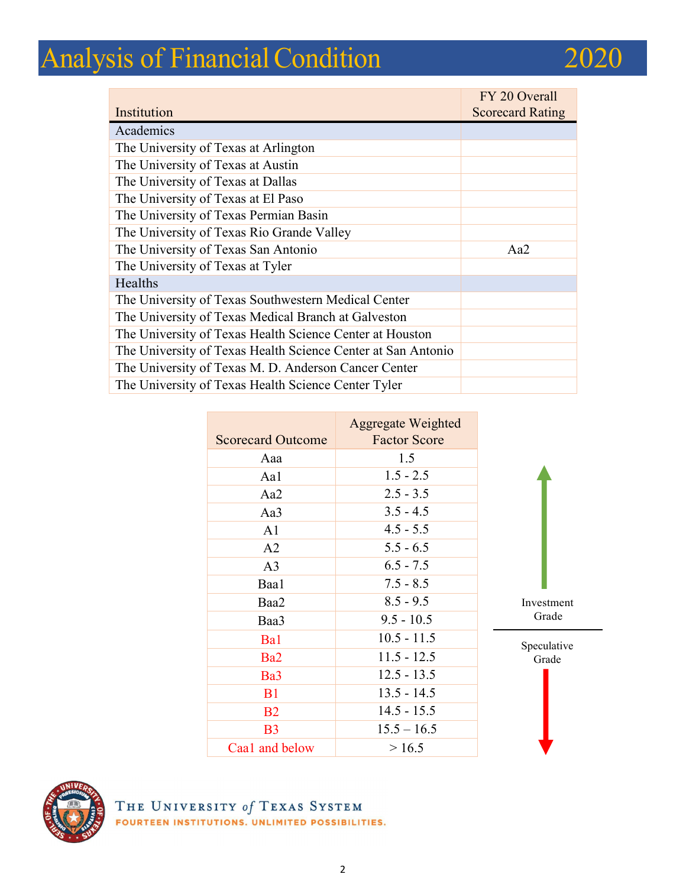# Analysis of Financial Condition 2020

| Institution | FY 20 Overall Scorecard Rating |
| --- | --- |
| **Academics** | |
| The University of Texas at Arlington | |
| The University of Texas at Austin | |
| The University of Texas at Dallas | |
| The University of Texas at El Paso | |
| The University of Texas Permian Basin | |
| The University of Texas Rio Grande Valley | |
| The University of Texas San Antonio | Aa2 |
| The University of Texas at Tyler | |
| **Healths** | |
| The University of Texas Southwestern Medical Center | |
| The University of Texas Medical Branch at Galveston | |
| The University of Texas Health Science Center at Houston | |
| The University of Texas Health Science Center at San Antonio | |
| The University of Texas M. D. Anderson Cancer Center | |
| The University of Texas Health Science Center Tyler | |

| Scorecard Outcome | Aggregate Weighted Factor Score |
| --- | --- |
| Aaa | 1.5 |
| Aa1 | 1.5 - 2.5 |
| Aa2 | 2.5 - 3.5 |
| Aa3 | 3.5 - 4.5 |
| A1 | 4.5 - 5.5 |
| A2 | 5.5 - 6.5 |
| A3 | 6.5 - 7.5 |
| Baa1 | 7.5 - 8.5 |
| Baa2 | 8.5 - 9.5 |
| Baa3 | 9.5 - 10.5 |
| Ba1 | 10.5 - 11.5 |
| Ba2 | 11.5 - 12.5 |
| Ba3 | 12.5 - 13.5 |
| B1 | 13.5 - 14.5 |
| B2 | 14.5 - 15.5 |
| B3 | 15.5 – 16.5 |
| Caa1 and below | > 16.5 |

Investment Grade

Speculative Grade

THE UNIVERSITY *of* TEXAS SYSTEM
FOURTEEN INSTITUTIONS. UNLIMITED POSSIBILITIES.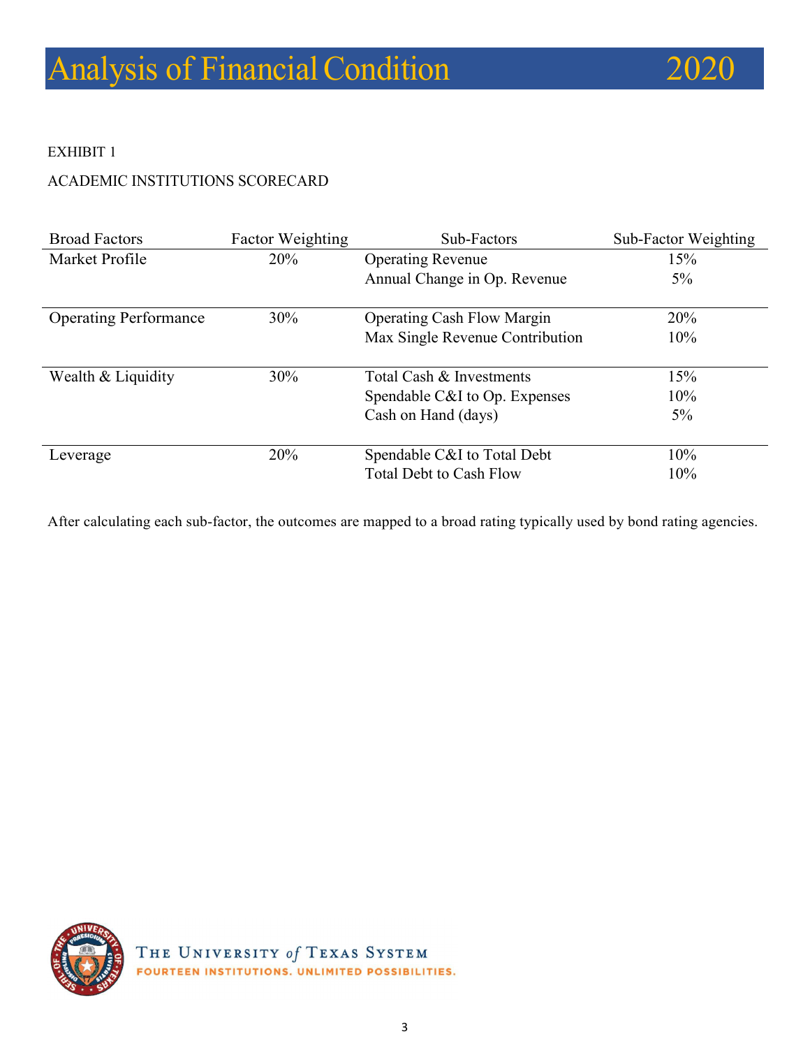EXHIBIT 1

ACADEMIC INSTITUTIONS SCORECARD

| Broad Factors | Factor Weighting | Sub-Factors | Sub-Factor Weighting |
|---|---|---|---|
| Market Profile | 20% | Operating Revenue | 15% |
| | | Annual Change in Op. Revenue | 5% |
| Operating Performance | 30% | Operating Cash Flow Margin | 20% |
| | | Max Single Revenue Contribution | 10% |
| Wealth & Liquidity | 30% | Total Cash & Investments | 15% |
| | | Spendable C&I to Op. Expenses | 10% |
| | | Cash on Hand (days) | 5% |
| Leverage | 20% | Spendable C&I to Total Debt | 10% |
| | | Total Debt to Cash Flow | 10% |

After calculating each sub-factor, the outcomes are mapped to a broad rating typically used by bond rating agencies.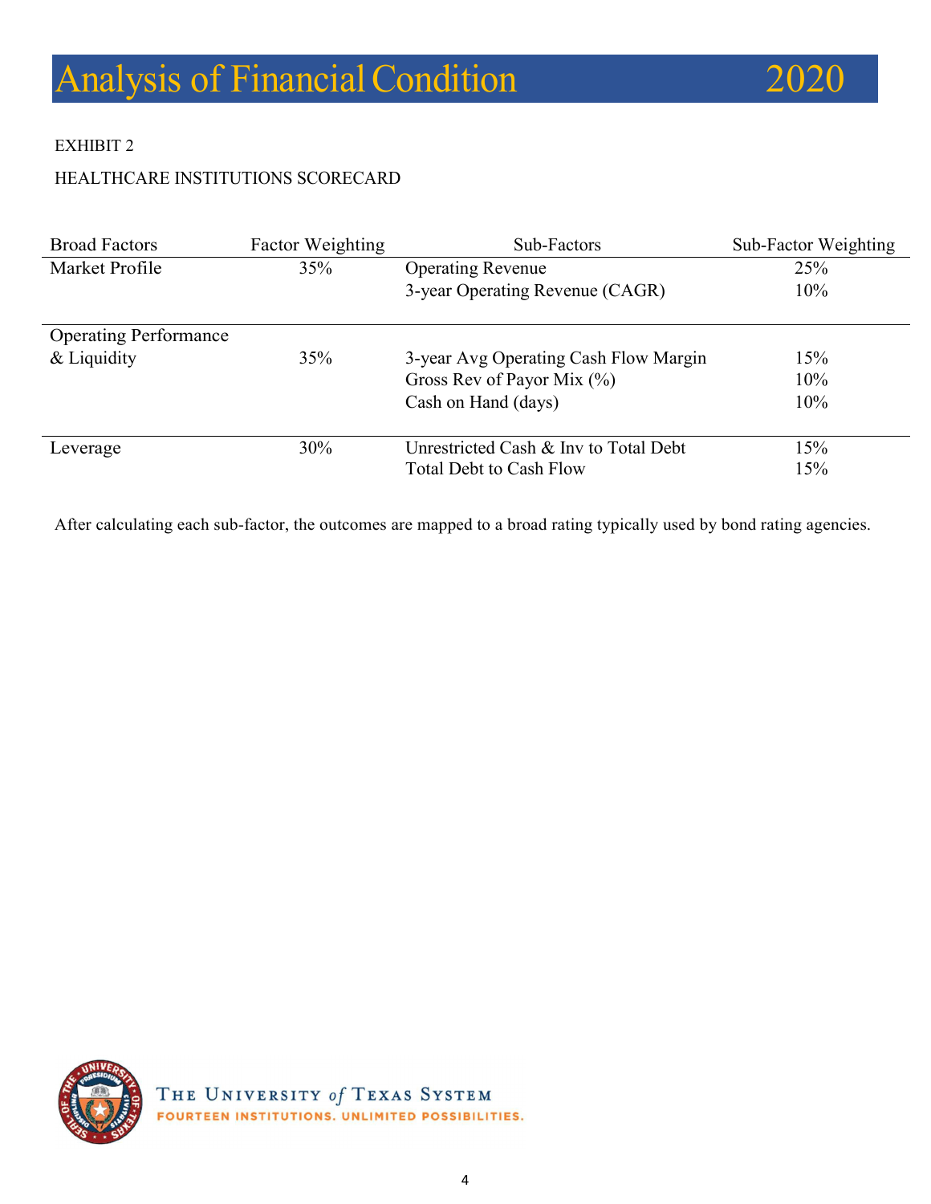EXHIBIT 2

HEALTHCARE INSTITUTIONS SCORECARD

| Broad Factors | Factor Weighting | Sub-Factors | Sub-Factor Weighting |
|---|---|---|---|
| Market Profile | 35% | Operating Revenue | 25% |
| | | 3-year Operating Revenue (CAGR) | 10% |
| Operating Performance & Liquidity | 35% | 3-year Avg Operating Cash Flow Margin | 15% |
| | | Gross Rev of Payor Mix (%) | 10% |
| | | Cash on Hand (days) | 10% |
| Leverage | 30% | Unrestricted Cash & Inv to Total Debt | 15% |
| | | Total Debt to Cash Flow | 15% |

After calculating each sub-factor, the outcomes are mapped to a broad rating typically used by bond rating agencies.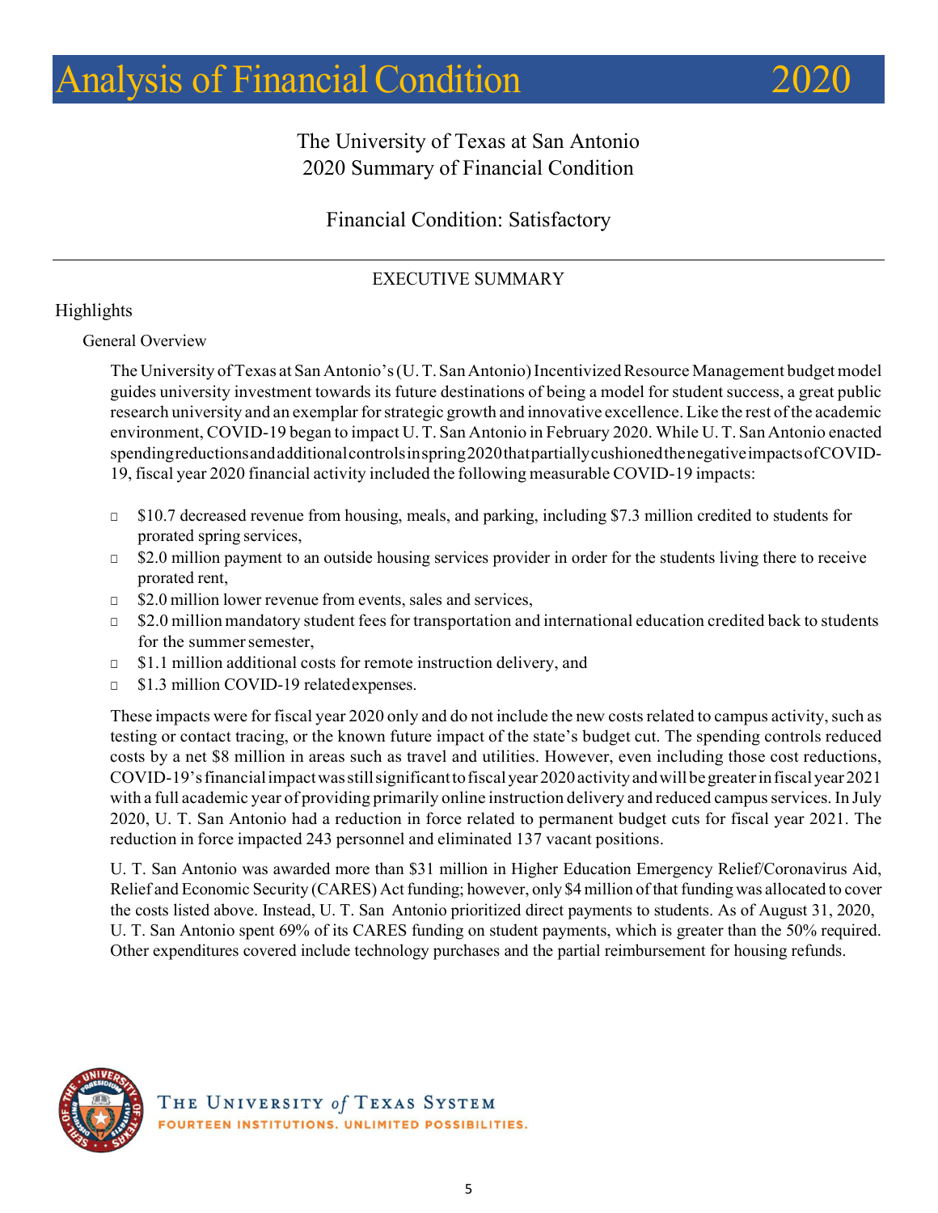# Analysis of Financial Condition 2020

## The University of Texas at San Antonio 2020 Summary of Financial Condition

### Financial Condition: Satisfactory

---

### EXECUTIVE SUMMARY

#### Highlights

General Overview

The University of Texas at San Antonio's (U. T. San Antonio) Incentivized Resource Management budget model guides university investment towards its future destinations of being a model for student success, a great public research university and an exemplar for strategic growth and innovative excellence. Like the rest of the academic environment, COVID-19 began to impact U. T. San Antonio in February 2020. While U. T. San Antonio enacted spending reductions and additional controls in spring 2020 that partially cushioned the negative impacts of COVID-19, fiscal year 2020 financial activity included the following measurable COVID-19 impacts:

- $10.7 decreased revenue from housing, meals, and parking, including $7.3 million credited to students for prorated spring services,
- $2.0 million payment to an outside housing services provider in order for the students living there to receive prorated rent,
- $2.0 million lower revenue from events, sales and services,
- $2.0 million mandatory student fees for transportation and international education credited back to students for the summer semester,
- $1.1 million additional costs for remote instruction delivery, and
- $1.3 million COVID-19 related expenses.

These impacts were for fiscal year 2020 only and do not include the new costs related to campus activity, such as testing or contact tracing, or the known future impact of the state's budget cut. The spending controls reduced costs by a net $8 million in areas such as travel and utilities. However, even including those cost reductions, COVID-19's financial impact was still significant to fiscal year 2020 activity and will be greater in fiscal year 2021 with a full academic year of providing primarily online instruction delivery and reduced campus services. In July 2020, U. T. San Antonio had a reduction in force related to permanent budget cuts for fiscal year 2021. The reduction in force impacted 243 personnel and eliminated 137 vacant positions.

U. T. San Antonio was awarded more than $31 million in Higher Education Emergency Relief/Coronavirus Aid, Relief and Economic Security (CARES) Act funding; however, only $4 million of that funding was allocated to cover the costs listed above. Instead, U. T. San Antonio prioritized direct payments to students. As of August 31, 2020, U. T. San Antonio spent 69% of its CARES funding on student payments, which is greater than the 50% required. Other expenditures covered include technology purchases and the partial reimbursement for housing refunds.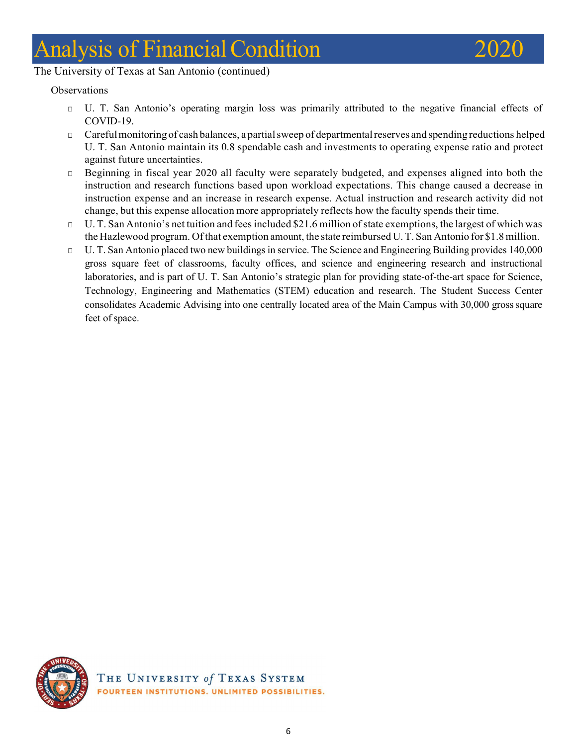The University of Texas at San Antonio (continued)

Observations

- U. T. San Antonio's operating margin loss was primarily attributed to the negative financial effects of COVID-19.
- Careful monitoring of cash balances, a partial sweep of departmental reserves and spending reductions helped U. T. San Antonio maintain its 0.8 spendable cash and investments to operating expense ratio and protect against future uncertainties.
- Beginning in fiscal year 2020 all faculty were separately budgeted, and expenses aligned into both the instruction and research functions based upon workload expectations. This change caused a decrease in instruction expense and an increase in research expense. Actual instruction and research activity did not change, but this expense allocation more appropriately reflects how the faculty spends their time.
- U. T. San Antonio's net tuition and fees included $21.6 million of state exemptions, the largest of which was the Hazlewood program. Of that exemption amount, the state reimbursed U. T. San Antonio for $1.8 million.
- U. T. San Antonio placed two new buildings in service. The Science and Engineering Building provides 140,000 gross square feet of classrooms, faculty offices, and science and engineering research and instructional laboratories, and is part of U. T. San Antonio's strategic plan for providing state-of-the-art space for Science, Technology, Engineering and Mathematics (STEM) education and research. The Student Success Center consolidates Academic Advising into one centrally located area of the Main Campus with 30,000 gross square feet of space.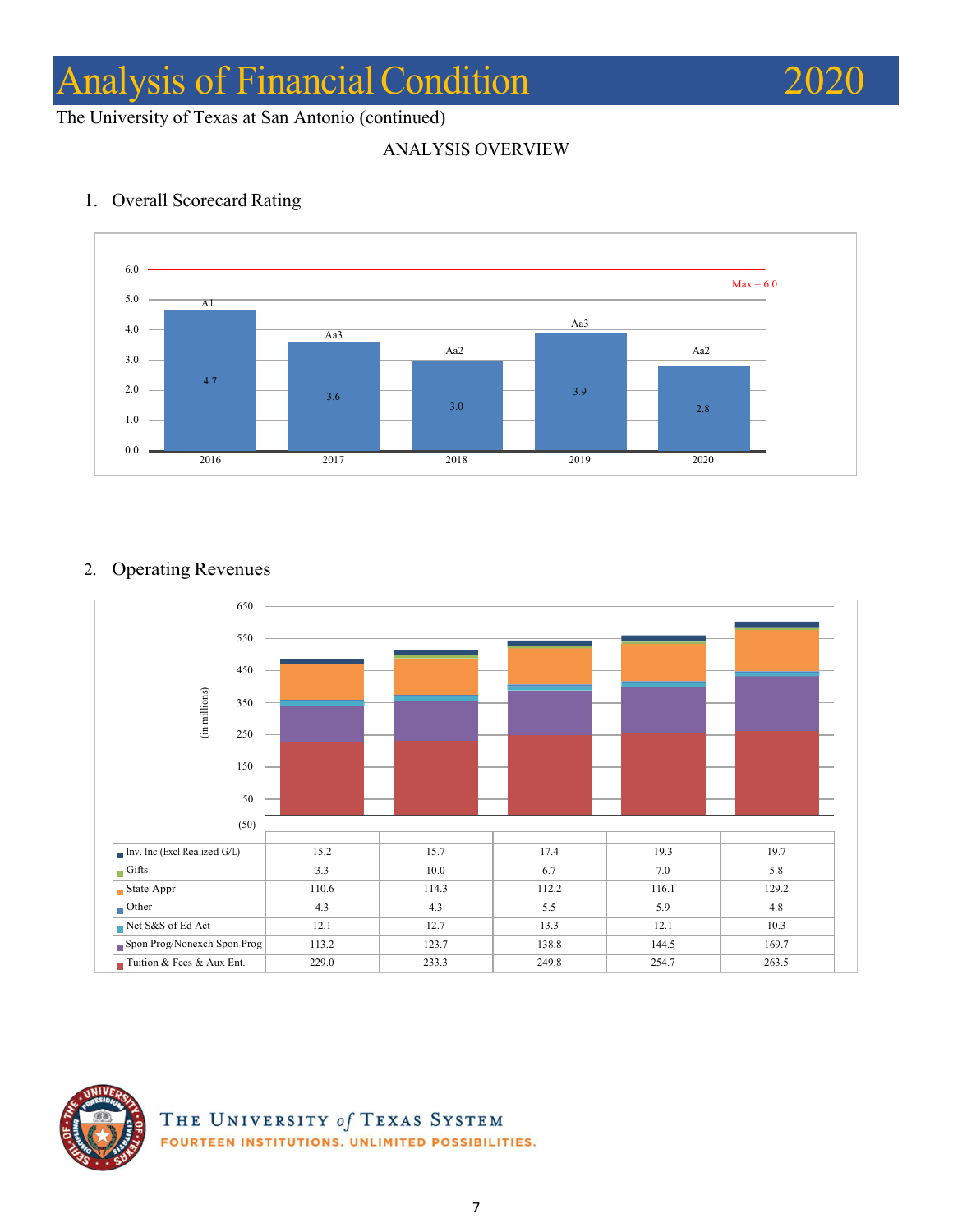# Analysis of Financial Condition 2020

The University of Texas at San Antonio (continued)

ANALYSIS OVERVIEW

1. Overall Scorecard Rating

6.0
5.0
4.0
3.0
2.0
1.0
0.0

Max = 6.0

2016: A1, 4.7
2017: Aa3, 3.6
2018: Aa2, 3.0
2019: Aa3, 3.9
2020: Aa2, 2.8

2. Operating Revenues

650
550
450
350
250
150
50
(50)

(in millions)

| | | | | | |
|---|---|---|---|---|---|
| Inv. Inc (Excl Realized G/L) | 15.2 | 15.7 | 17.4 | 19.3 | 19.7 |
| Gifts | 3.3 | 10.0 | 6.7 | 7.0 | 5.8 |
| State Appr | 110.6 | 114.3 | 112.2 | 116.1 | 129.2 |
| Other | 4.3 | 4.3 | 5.5 | 5.9 | 4.8 |
| Net S&S of Ed Act | 12.1 | 12.7 | 13.3 | 12.1 | 10.3 |
| Spon Prog/Nonexch Spon Prog | 113.2 | 123.7 | 138.8 | 144.5 | 169.7 |
| Tuition & Fees & Aux Ent. | 229.0 | 233.3 | 249.8 | 254.7 | 263.5 |

THE UNIVERSITY of TEXAS SYSTEM
FOURTEEN INSTITUTIONS. UNLIMITED POSSIBILITIES.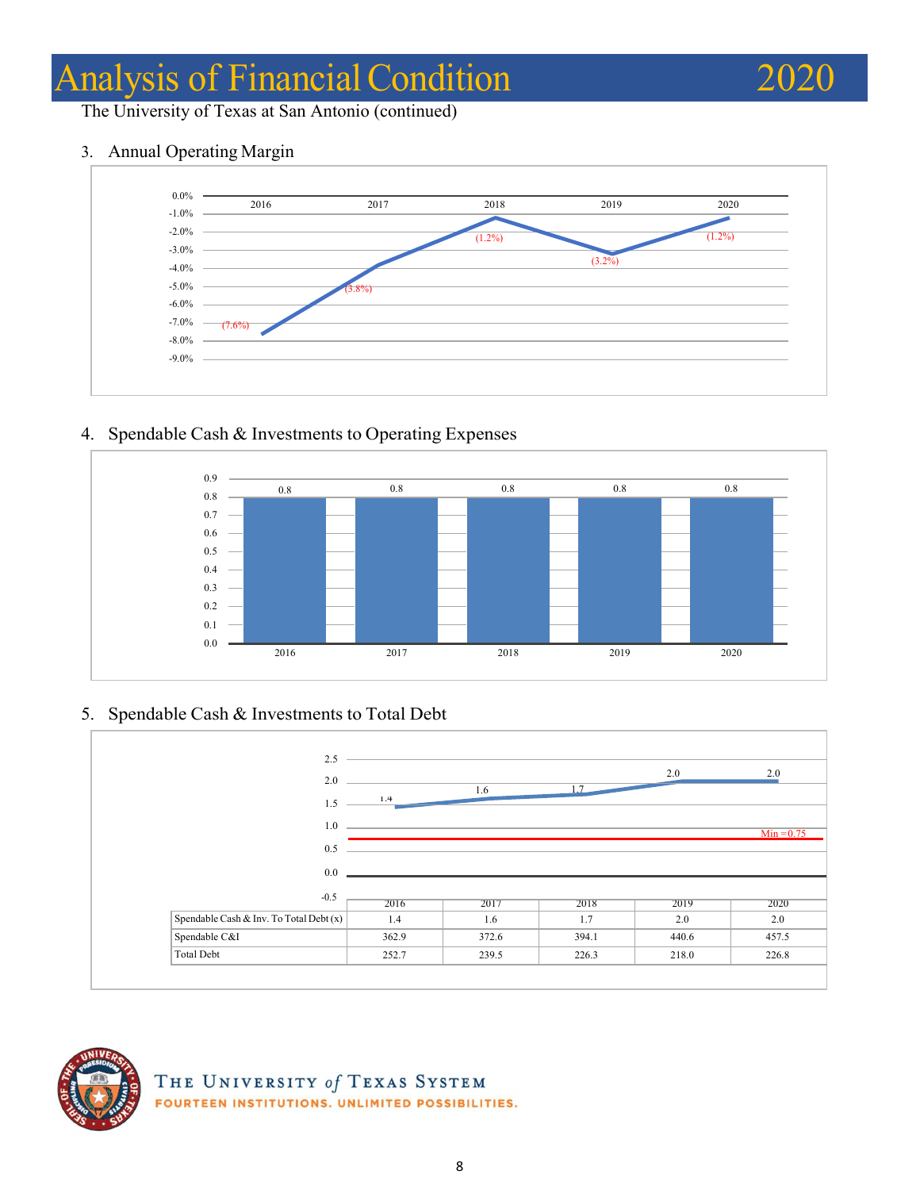# Analysis of Financial Condition 2020

The University of Texas at San Antonio (continued)

3. Annual Operating Margin

0.0%
-1.0%
-2.0%
-3.0%
-4.0%
-5.0%
-6.0%
-7.0%
-8.0%
-9.0%

2016 2017 2018 2019 2020

(7.6%) (3.8%) (1.2%) (3.2%) (1.2%)

4. Spendable Cash & Investments to Operating Expenses

0.9
0.8
0.7
0.6
0.5
0.4
0.3
0.2
0.1
0.0

0.8 0.8 0.8 0.8 0.8

2016 2017 2018 2019 2020

5. Spendable Cash & Investments to Total Debt

2.5
2.0
1.5
1.0
0.5
0.0
-0.5

1.4 1.6 1.7 2.0 2.0

Min = 0.75

| | 2016 | 2017 | 2018 | 2019 | 2020 |
|---|---|---|---|---|---|
| Spendable Cash & Inv. To Total Debt (x) | 1.4 | 1.6 | 1.7 | 2.0 | 2.0 |
| Spendable C&I | 362.9 | 372.6 | 394.1 | 440.6 | 457.5 |
| Total Debt | 252.7 | 239.5 | 226.3 | 218.0 | 226.8 |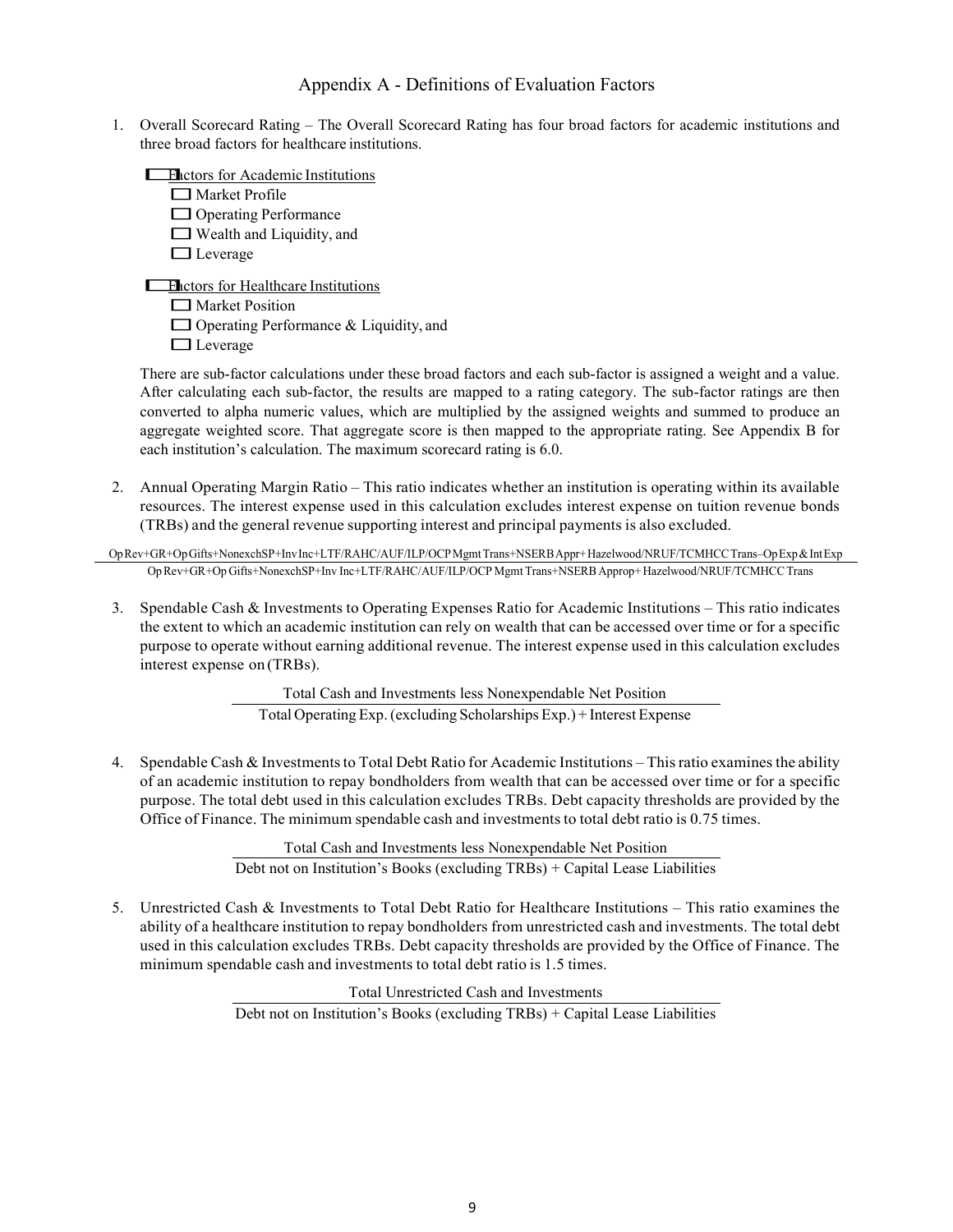## Appendix A - Definitions of Evaluation Factors

1. Overall Scorecard Rating – The Overall Scorecard Rating has four broad factors for academic institutions and three broad factors for healthcare institutions.

   - Factors for Academic Institutions
     - Market Profile
     - Operating Performance
     - Wealth and Liquidity, and
     - Leverage

   - Factors for Healthcare Institutions
     - Market Position
     - Operating Performance & Liquidity, and
     - Leverage

   There are sub-factor calculations under these broad factors and each sub-factor is assigned a weight and a value. After calculating each sub-factor, the results are mapped to a rating category. The sub-factor ratings are then converted to alpha numeric values, which are multiplied by the assigned weights and summed to produce an aggregate weighted score. That aggregate score is then mapped to the appropriate rating. See Appendix B for each institution's calculation. The maximum scorecard rating is 6.0.

2. Annual Operating Margin Ratio – This ratio indicates whether an institution is operating within its available resources. The interest expense used in this calculation excludes interest expense on tuition revenue bonds (TRBs) and the general revenue supporting interest and principal payments is also excluded.

$$\frac{\text{Op Rev+GR+Op Gifts+NonexchSP+Inv Inc+LTF/RAHC/AUF/ILP/OCP Mgmt Trans+NSERB Appr+Hazelwood/NRUF/TCMHCC Trans–Op Exp \& Int Exp}}{\text{Op Rev+GR+Op Gifts+NonexchSP+Inv Inc+LTF/RAHC/AUF/ILP/OCP Mgmt Trans+NSERB Approp+Hazelwood/NRUF/TCMHCC Trans}}$$

3. Spendable Cash & Investments to Operating Expenses Ratio for Academic Institutions – This ratio indicates the extent to which an academic institution can rely on wealth that can be accessed over time or for a specific purpose to operate without earning additional revenue. The interest expense used in this calculation excludes interest expense on (TRBs).

$$\frac{\text{Total Cash and Investments less Nonexpendable Net Position}}{\text{Total Operating Exp. (excluding Scholarships Exp.) + Interest Expense}}$$

4. Spendable Cash & Investments to Total Debt Ratio for Academic Institutions – This ratio examines the ability of an academic institution to repay bondholders from wealth that can be accessed over time or for a specific purpose. The total debt used in this calculation excludes TRBs. Debt capacity thresholds are provided by the Office of Finance. The minimum spendable cash and investments to total debt ratio is 0.75 times.

$$\frac{\text{Total Cash and Investments less Nonexpendable Net Position}}{\text{Debt not on Institution's Books (excluding TRBs) + Capital Lease Liabilities}}$$

5. Unrestricted Cash & Investments to Total Debt Ratio for Healthcare Institutions – This ratio examines the ability of a healthcare institution to repay bondholders from unrestricted cash and investments. The total debt used in this calculation excludes TRBs. Debt capacity thresholds are provided by the Office of Finance. The minimum spendable cash and investments to total debt ratio is 1.5 times.

$$\frac{\text{Total Unrestricted Cash and Investments}}{\text{Debt not on Institution's Books (excluding TRBs) + Capital Lease Liabilities}}$$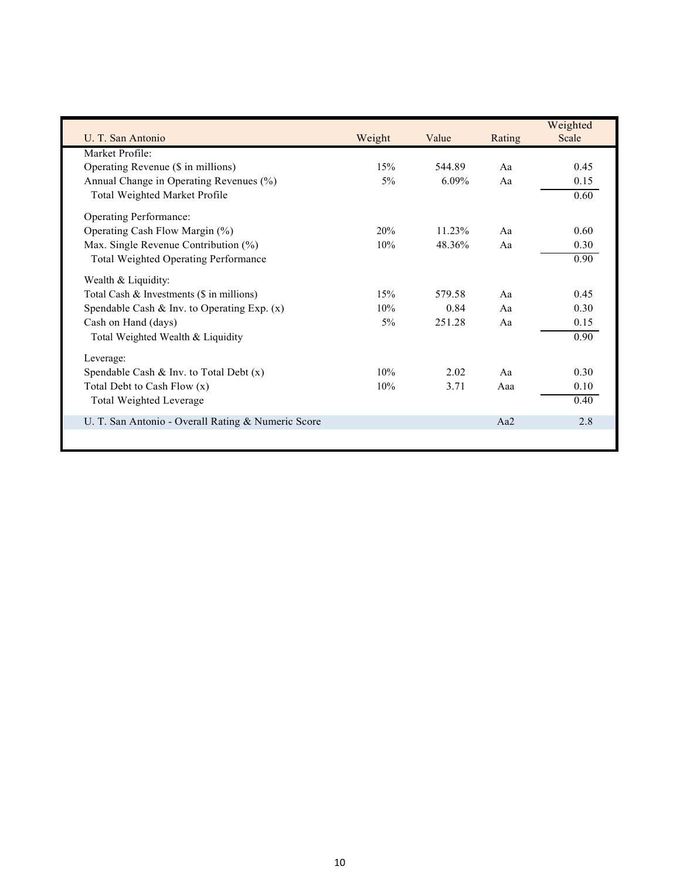| U. T. San Antonio | Weight | Value | Rating | Weighted Scale |
|---|---|---|---|---|
| Market Profile: | | | | |
| Operating Revenue ($ in millions) | 15% | 544.89 | Aa | 0.45 |
| Annual Change in Operating Revenues (%) | 5% | 6.09% | Aa | 0.15 |
| Total Weighted Market Profile | | | | 0.60 |
| Operating Performance: | | | | |
| Operating Cash Flow Margin (%) | 20% | 11.23% | Aa | 0.60 |
| Max. Single Revenue Contribution (%) | 10% | 48.36% | Aa | 0.30 |
| Total Weighted Operating Performance | | | | 0.90 |
| Wealth & Liquidity: | | | | |
| Total Cash & Investments ($ in millions) | 15% | 579.58 | Aa | 0.45 |
| Spendable Cash & Inv. to Operating Exp. (x) | 10% | 0.84 | Aa | 0.30 |
| Cash on Hand (days) | 5% | 251.28 | Aa | 0.15 |
| Total Weighted Wealth & Liquidity | | | | 0.90 |
| Leverage: | | | | |
| Spendable Cash & Inv. to Total Debt (x) | 10% | 2.02 | Aa | 0.30 |
| Total Debt to Cash Flow (x) | 10% | 3.71 | Aaa | 0.10 |
| Total Weighted Leverage | | | | 0.40 |
| U. T. San Antonio - Overall Rating & Numeric Score | | | Aa2 | 2.8 |